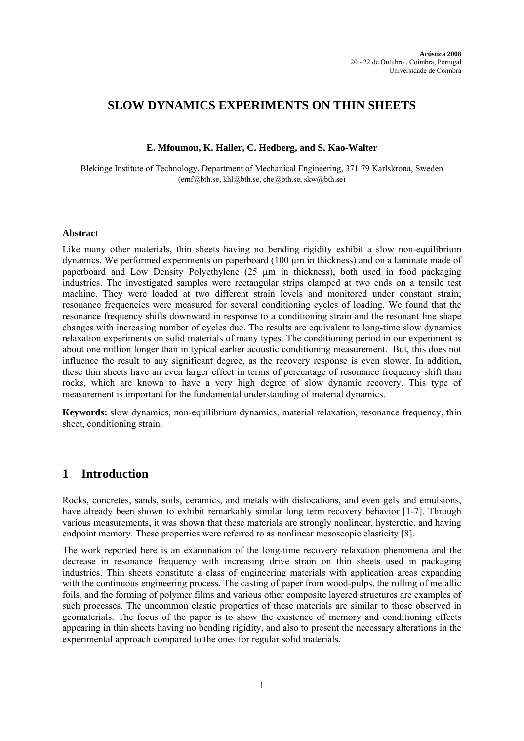# SLOW DYNAMICS EXPERIMENTS ON THIN SHEETS

**E. Mfoumou, K. Haller, C. Hedberg, and S. Kao-Walter**

Blekinge Institute of Technology, Department of Mechanical Engineering, 371 79 Karlskrona, Sweden
(emf@bth.se, khl@bth.se, che@bth.se, skw@bth.se)

### Abstract

Like many other materials, thin sheets having no bending rigidity exhibit a slow non-equilibrium dynamics. We performed experiments on paperboard (100 µm in thickness) and on a laminate made of paperboard and Low Density Polyethylene (25 µm in thickness), both used in food packaging industries. The investigated samples were rectangular strips clamped at two ends on a tensile test machine. They were loaded at two different strain levels and monitored under constant strain; resonance frequencies were measured for several conditioning cycles of loading. We found that the resonance frequency shifts downward in response to a conditioning strain and the resonant line shape changes with increasing number of cycles due. The results are equivalent to long-time slow dynamics relaxation experiments on solid materials of many types. The conditioning period in our experiment is about one million longer than in typical earlier acoustic conditioning measurement. But, this does not influence the result to any significant degree, as the recovery response is even slower. In addition, these thin sheets have an even larger effect in terms of percentage of resonance frequency shift than rocks, which are known to have a very high degree of slow dynamic recovery. This type of measurement is important for the fundamental understanding of material dynamics.

**Keywords:** slow dynamics, non-equilibrium dynamics, material relaxation, resonance frequency, thin sheet, conditioning strain.

## 1 Introduction

Rocks, concretes, sands, soils, ceramics, and metals with dislocations, and even gels and emulsions, have already been shown to exhibit remarkably similar long term recovery behavior [1-7]. Through various measurements, it was shown that these materials are strongly nonlinear, hysteretic, and having endpoint memory. These properties were referred to as nonlinear mesoscopic elasticity [8].

The work reported here is an examination of the long-time recovery relaxation phenomena and the decrease in resonance frequency with increasing drive strain on thin sheets used in packaging industries. Thin sheets constitute a class of engineering materials with application areas expanding with the continuous engineering process. The casting of paper from wood-pulps, the rolling of metallic foils, and the forming of polymer films and various other composite layered structures are examples of such processes. The uncommon elastic properties of these materials are similar to those observed in geomaterials. The focus of the paper is to show the existence of memory and conditioning effects appearing in thin sheets having no bending rigidity, and also to present the necessary alterations in the experimental approach compared to the ones for regular solid materials.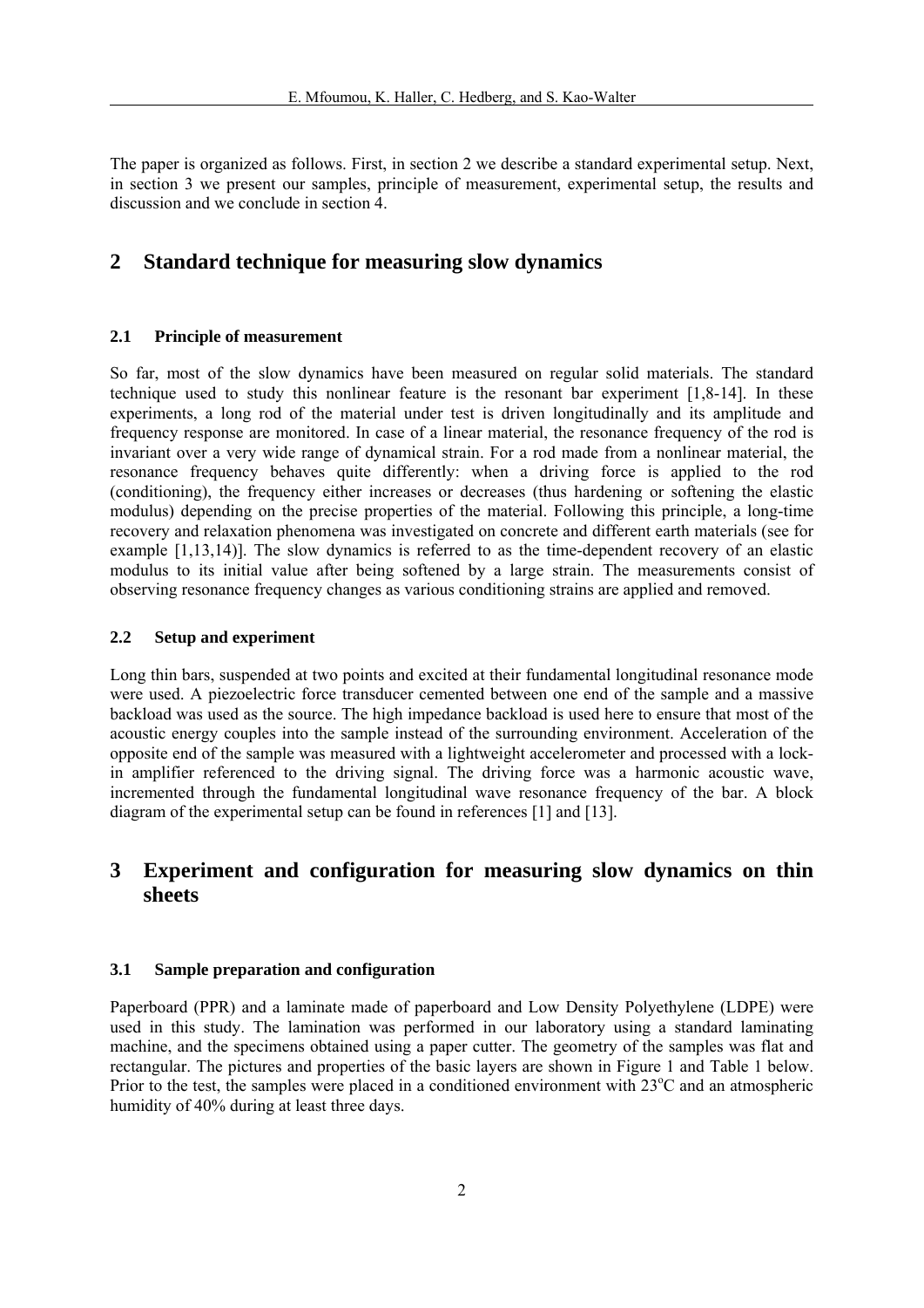The paper is organized as follows. First, in section 2 we describe a standard experimental setup. Next, in section 3 we present our samples, principle of measurement, experimental setup, the results and discussion and we conclude in section 4.

## 2 Standard technique for measuring slow dynamics

### 2.1 Principle of measurement

So far, most of the slow dynamics have been measured on regular solid materials. The standard technique used to study this nonlinear feature is the resonant bar experiment [1,8-14]. In these experiments, a long rod of the material under test is driven longitudinally and its amplitude and frequency response are monitored. In case of a linear material, the resonance frequency of the rod is invariant over a very wide range of dynamical strain. For a rod made from a nonlinear material, the resonance frequency behaves quite differently: when a driving force is applied to the rod (conditioning), the frequency either increases or decreases (thus hardening or softening the elastic modulus) depending on the precise properties of the material. Following this principle, a long-time recovery and relaxation phenomena was investigated on concrete and different earth materials (see for example [1,13,14)]. The slow dynamics is referred to as the time-dependent recovery of an elastic modulus to its initial value after being softened by a large strain. The measurements consist of observing resonance frequency changes as various conditioning strains are applied and removed.

### 2.2 Setup and experiment

Long thin bars, suspended at two points and excited at their fundamental longitudinal resonance mode were used. A piezoelectric force transducer cemented between one end of the sample and a massive backload was used as the source. The high impedance backload is used here to ensure that most of the acoustic energy couples into the sample instead of the surrounding environment. Acceleration of the opposite end of the sample was measured with a lightweight accelerometer and processed with a lock-in amplifier referenced to the driving signal. The driving force was a harmonic acoustic wave, incremented through the fundamental longitudinal wave resonance frequency of the bar. A block diagram of the experimental setup can be found in references [1] and [13].

## 3 Experiment and configuration for measuring slow dynamics on thin sheets

### 3.1 Sample preparation and configuration

Paperboard (PPR) and a laminate made of paperboard and Low Density Polyethylene (LDPE) were used in this study. The lamination was performed in our laboratory using a standard laminating machine, and the specimens obtained using a paper cutter. The geometry of the samples was flat and rectangular. The pictures and properties of the basic layers are shown in Figure 1 and Table 1 below. Prior to the test, the samples were placed in a conditioned environment with 23$^{o}$C and an atmospheric humidity of 40% during at least three days.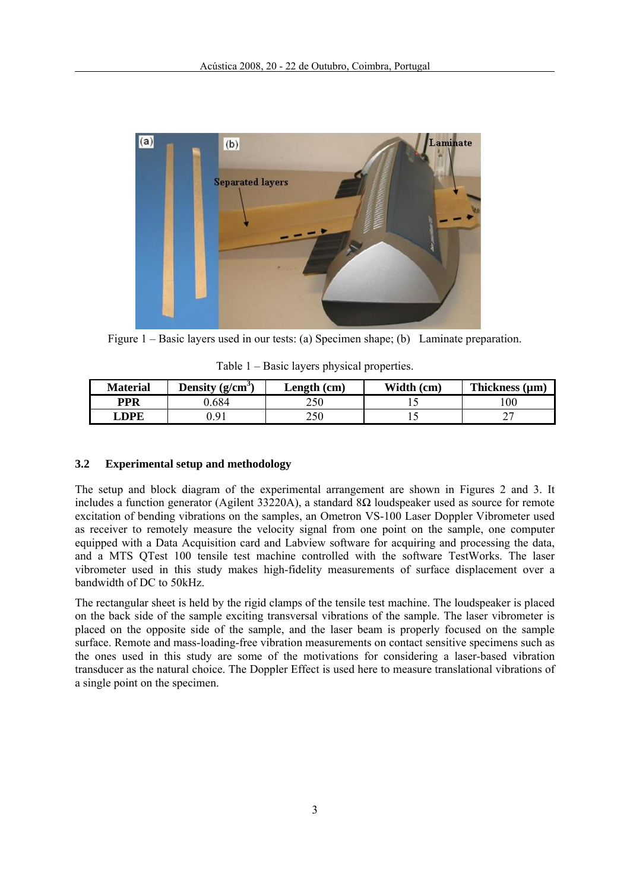Figure 1 – Basic layers used in our tests: (a) Specimen shape; (b) Laminate preparation.

Table 1 – Basic layers physical properties.

| Material | Density (g/cm$^3$) | Length (cm) | Width (cm) | Thickness (μm) |
|---|---|---|---|---|
| **PPR** | 0.684 | 250 | 15 | 100 |
| **LDPE** | 0.91 | 250 | 15 | 27 |

### 3.2 Experimental setup and methodology

The setup and block diagram of the experimental arrangement are shown in Figures 2 and 3. It includes a function generator (Agilent 33220A), a standard 8Ω loudspeaker used as source for remote excitation of bending vibrations on the samples, an Ometron VS-100 Laser Doppler Vibrometer used as receiver to remotely measure the velocity signal from one point on the sample, one computer equipped with a Data Acquisition card and Labview software for acquiring and processing the data, and a MTS QTest 100 tensile test machine controlled with the software TestWorks. The laser vibrometer used in this study makes high-fidelity measurements of surface displacement over a bandwidth of DC to 50kHz.

The rectangular sheet is held by the rigid clamps of the tensile test machine. The loudspeaker is placed on the back side of the sample exciting transversal vibrations of the sample. The laser vibrometer is placed on the opposite side of the sample, and the laser beam is properly focused on the sample surface. Remote and mass-loading-free vibration measurements on contact sensitive specimens such as the ones used in this study are some of the motivations for considering a laser-based vibration transducer as the natural choice. The Doppler Effect is used here to measure translational vibrations of a single point on the specimen.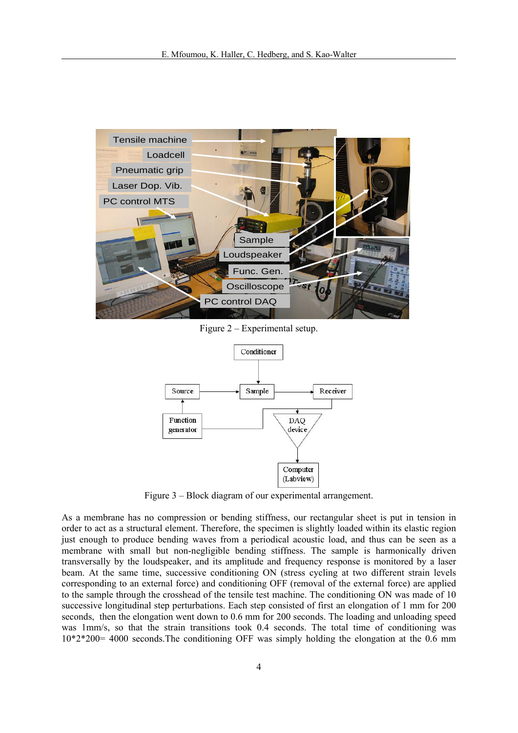Figure 2 – Experimental setup.

Figure 3 – Block diagram of our experimental arrangement.

As a membrane has no compression or bending stiffness, our rectangular sheet is put in tension in order to act as a structural element. Therefore, the specimen is slightly loaded within its elastic region just enough to produce bending waves from a periodical acoustic load, and thus can be seen as a membrane with small but non-negligible bending stiffness. The sample is harmonically driven transversally by the loudspeaker, and its amplitude and frequency response is monitored by a laser beam. At the same time, successive conditioning ON (stress cycling at two different strain levels corresponding to an external force) and conditioning OFF (removal of the external force) are applied to the sample through the crosshead of the tensile test machine. The conditioning ON was made of 10 successive longitudinal step perturbations. Each step consisted of first an elongation of 1 mm for 200 seconds, then the elongation went down to 0.6 mm for 200 seconds. The loading and unloading speed was 1mm/s, so that the strain transitions took 0.4 seconds. The total time of conditioning was 10*2*200= 4000 seconds.The conditioning OFF was simply holding the elongation at the 0.6 mm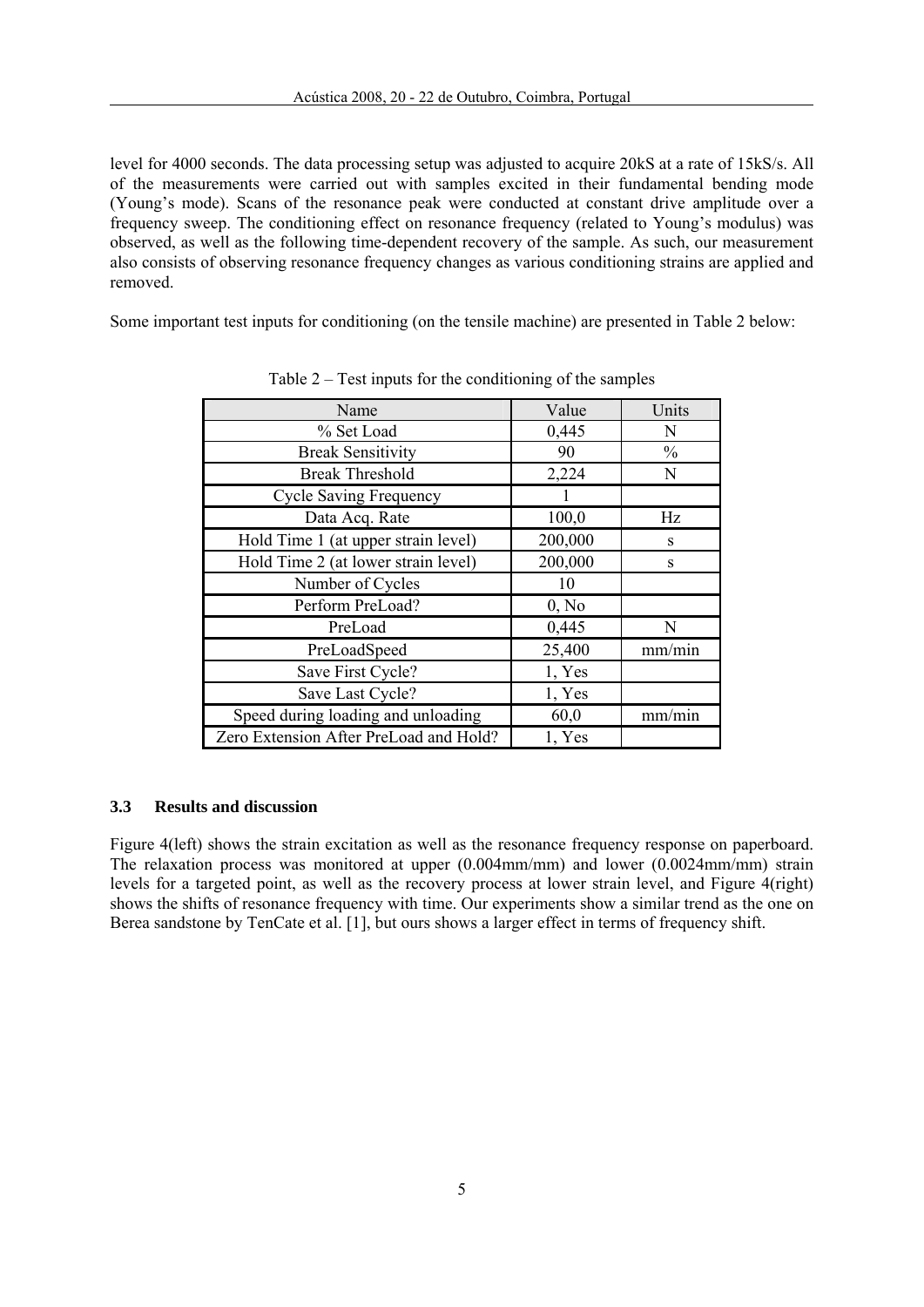level for 4000 seconds. The data processing setup was adjusted to acquire 20kS at a rate of 15kS/s. All of the measurements were carried out with samples excited in their fundamental bending mode (Young's mode). Scans of the resonance peak were conducted at constant drive amplitude over a frequency sweep. The conditioning effect on resonance frequency (related to Young's modulus) was observed, as well as the following time-dependent recovery of the sample. As such, our measurement also consists of observing resonance frequency changes as various conditioning strains are applied and removed.

Some important test inputs for conditioning (on the tensile machine) are presented in Table 2 below:

Table 2 – Test inputs for the conditioning of the samples

| Name | Value | Units |
|---|---|---|
| % Set Load | 0,445 | N |
| Break Sensitivity | 90 | % |
| Break Threshold | 2,224 | N |
| Cycle Saving Frequency | 1 | |
| Data Acq. Rate | 100,0 | Hz |
| Hold Time 1 (at upper strain level) | 200,000 | s |
| Hold Time 2 (at lower strain level) | 200,000 | s |
| Number of Cycles | 10 | |
| Perform PreLoad? | 0, No | |
| PreLoad | 0,445 | N |
| PreLoadSpeed | 25,400 | mm/min |
| Save First Cycle? | 1, Yes | |
| Save Last Cycle? | 1, Yes | |
| Speed during loading and unloading | 60,0 | mm/min |
| Zero Extension After PreLoad and Hold? | 1, Yes | |

### 3.3 Results and discussion

Figure 4(left) shows the strain excitation as well as the resonance frequency response on paperboard. The relaxation process was monitored at upper (0.004mm/mm) and lower (0.0024mm/mm) strain levels for a targeted point, as well as the recovery process at lower strain level, and Figure 4(right) shows the shifts of resonance frequency with time. Our experiments show a similar trend as the one on Berea sandstone by TenCate et al. [1], but ours shows a larger effect in terms of frequency shift.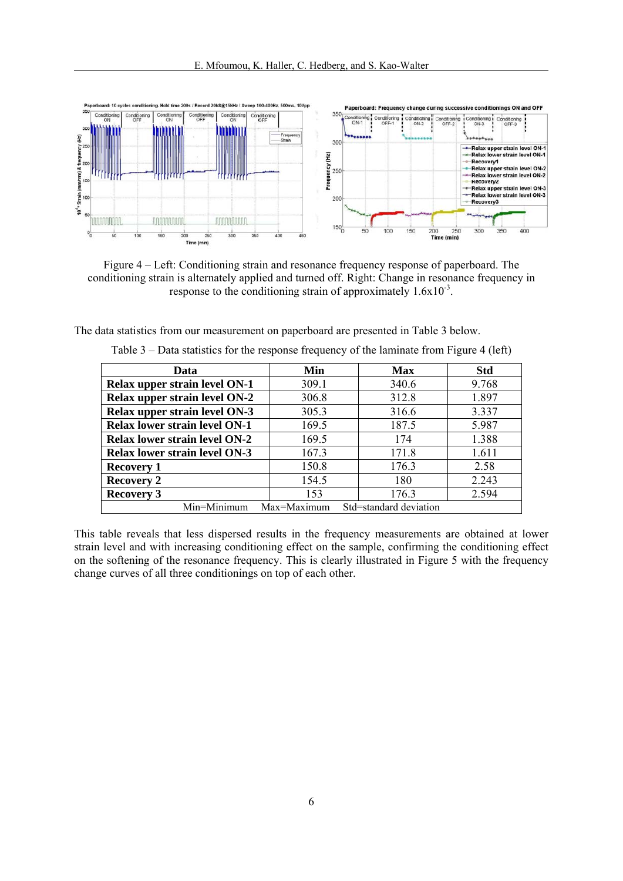Figure 4 – Left: Conditioning strain and resonance frequency response of paperboard. The conditioning strain is alternately applied and turned off. Right: Change in resonance frequency in response to the conditioning strain of approximately $1.6 \times 10^{-3}$.

The data statistics from our measurement on paperboard are presented in Table 3 below.

Table 3 – Data statistics for the response frequency of the laminate from Figure 4 (left)

| Data | Min | Max | Std |
|---|---|---|---|
| **Relax upper strain level ON-1** | 309.1 | 340.6 | 9.768 |
| **Relax upper strain level ON-2** | 306.8 | 312.8 | 1.897 |
| **Relax upper strain level ON-3** | 305.3 | 316.6 | 3.337 |
| **Relax lower strain level ON-1** | 169.5 | 187.5 | 5.987 |
| **Relax lower strain level ON-2** | 169.5 | 174 | 1.388 |
| **Relax lower strain level ON-3** | 167.3 | 171.8 | 1.611 |
| **Recovery 1** | 150.8 | 176.3 | 2.58 |
| **Recovery 2** | 154.5 | 180 | 2.243 |
| **Recovery 3** | 153 | 176.3 | 2.594 |
| Min=Minimum  Max=Maximum  Std=standard deviation | | | |

This table reveals that less dispersed results in the frequency measurements are obtained at lower strain level and with increasing conditioning effect on the sample, confirming the conditioning effect on the softening of the resonance frequency. This is clearly illustrated in Figure 5 with the frequency change curves of all three conditionings on top of each other.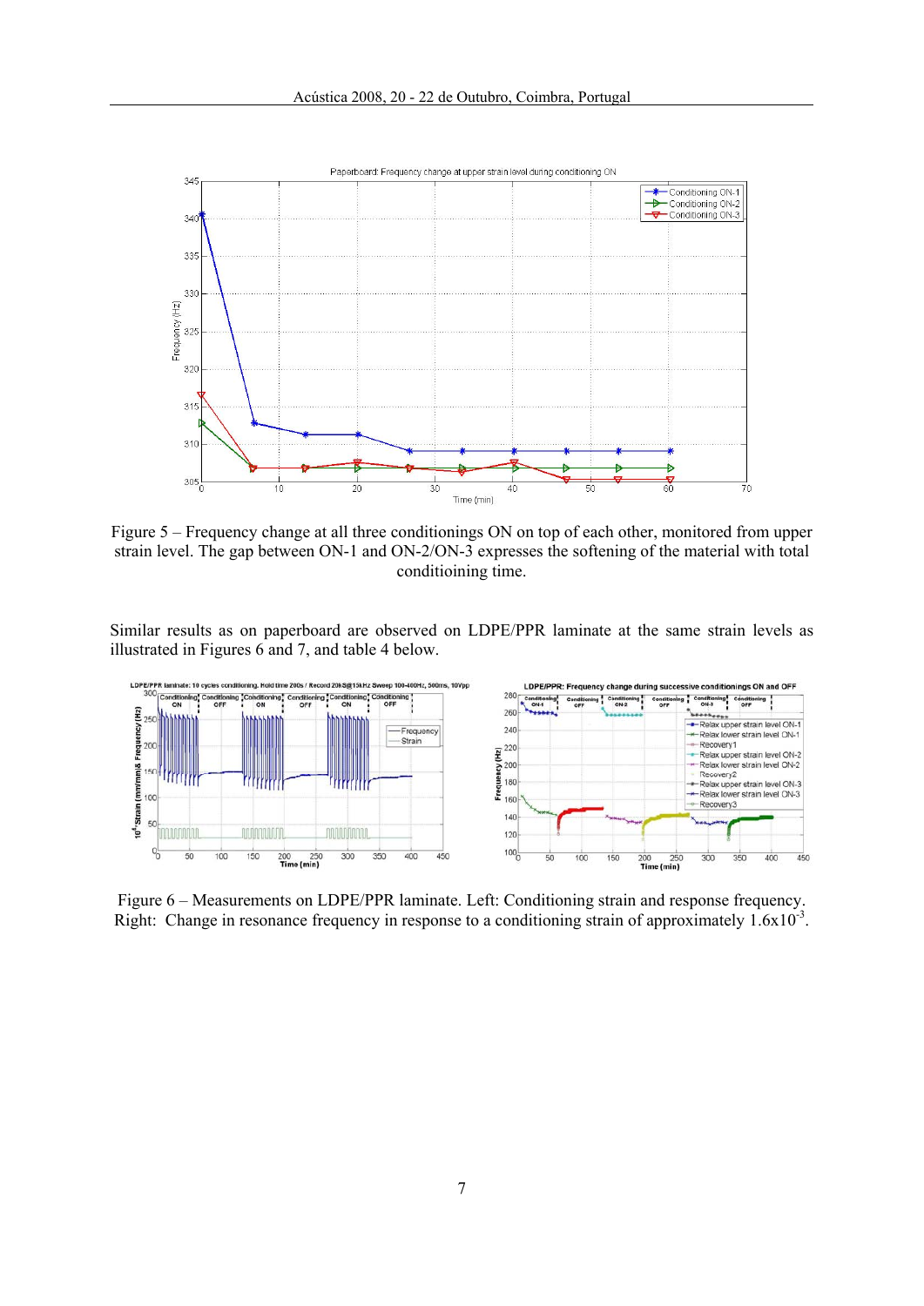Figure 5 – Frequency change at all three conditionings ON on top of each other, monitored from upper strain level. The gap between ON-1 and ON-2/ON-3 expresses the softening of the material with total conditioining time.

Similar results as on paperboard are observed on LDPE/PPR laminate at the same strain levels as illustrated in Figures 6 and 7, and table 4 below.

Figure 6 – Measurements on LDPE/PPR laminate. Left: Conditioning strain and response frequency. Right: Change in resonance frequency in response to a conditioning strain of approximately $1.6 \times 10^{-3}$.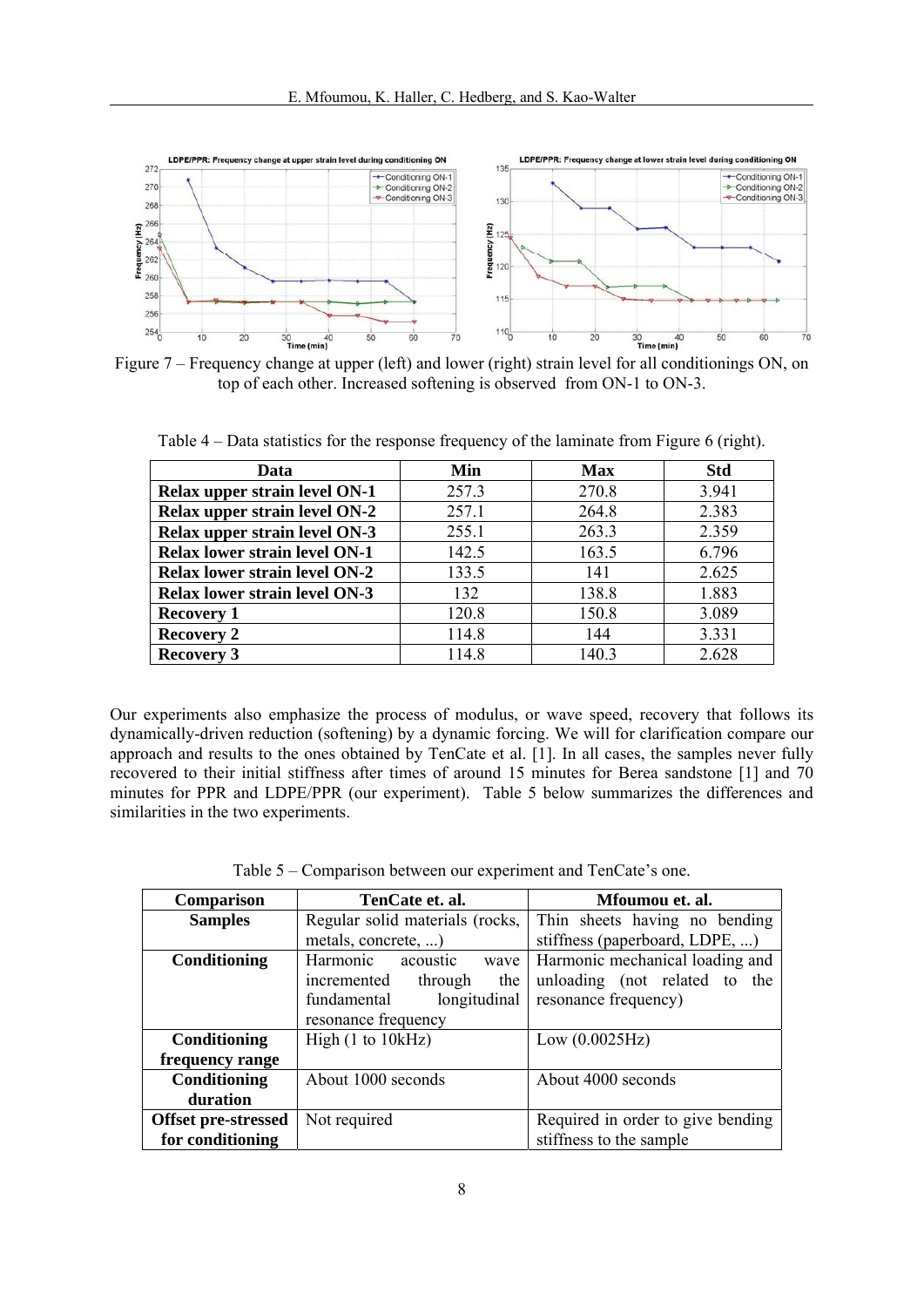Figure 7 – Frequency change at upper (left) and lower (right) strain level for all conditionings ON, on top of each other. Increased softening is observed from ON-1 to ON-3.

Table 4 – Data statistics for the response frequency of the laminate from Figure 6 (right).

| Data | Min | Max | Std |
|---|---|---|---|
| **Relax upper strain level ON-1** | 257.3 | 270.8 | 3.941 |
| **Relax upper strain level ON-2** | 257.1 | 264.8 | 2.383 |
| **Relax upper strain level ON-3** | 255.1 | 263.3 | 2.359 |
| **Relax lower strain level ON-1** | 142.5 | 163.5 | 6.796 |
| **Relax lower strain level ON-2** | 133.5 | 141 | 2.625 |
| **Relax lower strain level ON-3** | 132 | 138.8 | 1.883 |
| **Recovery 1** | 120.8 | 150.8 | 3.089 |
| **Recovery 2** | 114.8 | 144 | 3.331 |
| **Recovery 3** | 114.8 | 140.3 | 2.628 |

Our experiments also emphasize the process of modulus, or wave speed, recovery that follows its dynamically-driven reduction (softening) by a dynamic forcing. We will for clarification compare our approach and results to the ones obtained by TenCate et al. [1]. In all cases, the samples never fully recovered to their initial stiffness after times of around 15 minutes for Berea sandstone [1] and 70 minutes for PPR and LDPE/PPR (our experiment). Table 5 below summarizes the differences and similarities in the two experiments.

Table 5 – Comparison between our experiment and TenCate's one.

| Comparison | TenCate et. al. | Mfoumou et. al. |
|---|---|---|
| **Samples** | Regular solid materials (rocks, metals, concrete, ...) | Thin sheets having no bending stiffness (paperboard, LDPE, ...) |
| **Conditioning** | Harmonic acoustic wave incremented through the fundamental longitudinal resonance frequency | Harmonic mechanical loading and unloading (not related to the resonance frequency) |
| **Conditioning frequency range** | High (1 to 10kHz) | Low (0.0025Hz) |
| **Conditioning duration** | About 1000 seconds | About 4000 seconds |
| **Offset pre-stressed for conditioning** | Not required | Required in order to give bending stiffness to the sample |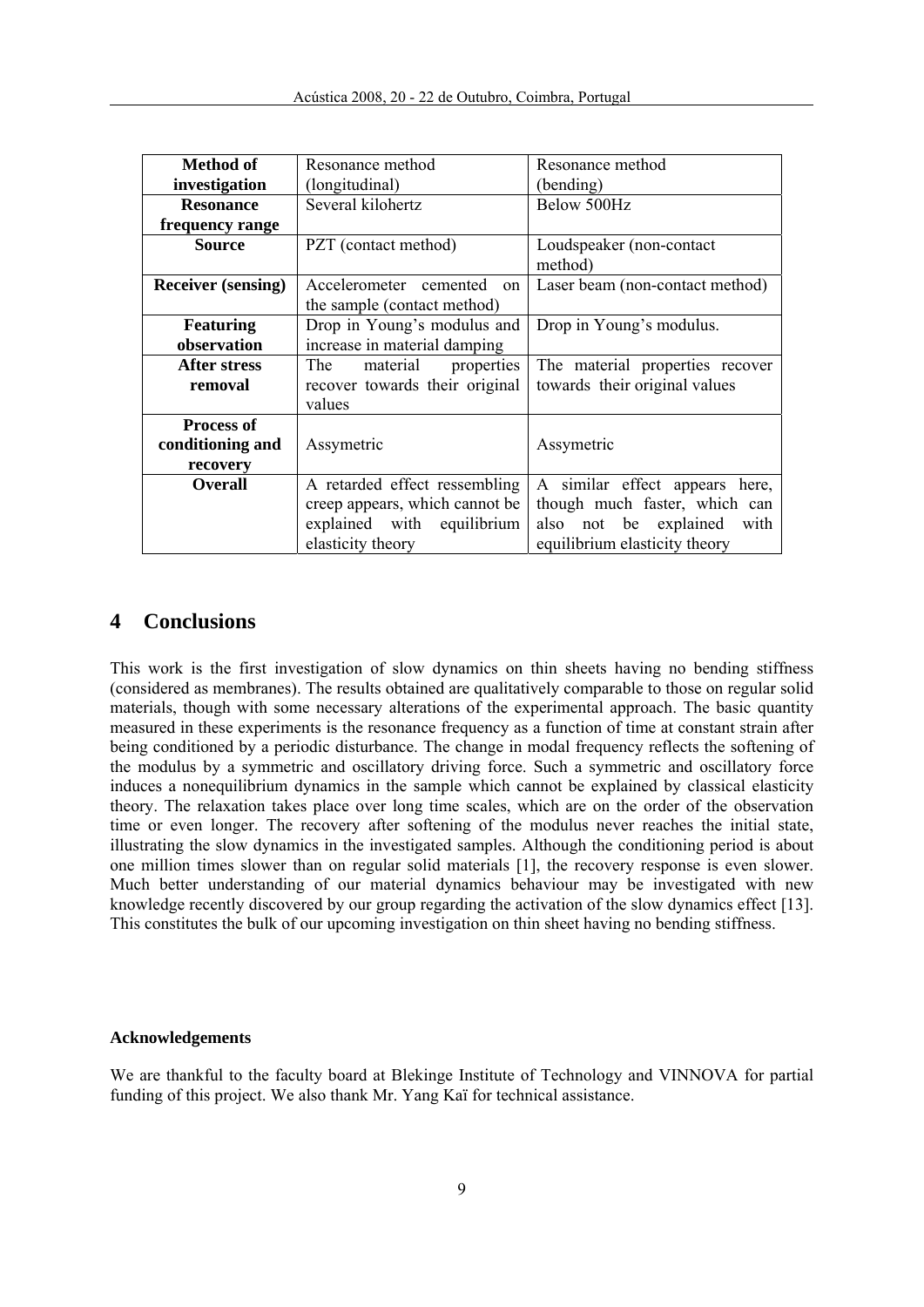| Method of investigation | Resonance method (longitudinal) | Resonance method (bending) |
|---|---|---|
| Resonance frequency range | Several kilohertz | Below 500Hz |
| Source | PZT (contact method) | Loudspeaker (non-contact method) |
| Receiver (sensing) | Accelerometer cemented on the sample (contact method) | Laser beam (non-contact method) |
| Featuring observation | Drop in Young's modulus and increase in material damping | Drop in Young's modulus. |
| After stress removal | The material properties recover towards their original values | The material properties recover towards their original values |
| Process of conditioning and recovery | Assymetric | Assymetric |
| Overall | A retarded effect ressembling creep appears, which cannot be explained with equilibrium elasticity theory | A similar effect appears here, though much faster, which can also not be explained with equilibrium elasticity theory |

# 4 Conclusions

This work is the first investigation of slow dynamics on thin sheets having no bending stiffness (considered as membranes). The results obtained are qualitatively comparable to those on regular solid materials, though with some necessary alterations of the experimental approach. The basic quantity measured in these experiments is the resonance frequency as a function of time at constant strain after being conditioned by a periodic disturbance. The change in modal frequency reflects the softening of the modulus by a symmetric and oscillatory driving force. Such a symmetric and oscillatory force induces a nonequilibrium dynamics in the sample which cannot be explained by classical elasticity theory. The relaxation takes place over long time scales, which are on the order of the observation time or even longer. The recovery after softening of the modulus never reaches the initial state, illustrating the slow dynamics in the investigated samples. Although the conditioning period is about one million times slower than on regular solid materials [1], the recovery response is even slower. Much better understanding of our material dynamics behaviour may be investigated with new knowledge recently discovered by our group regarding the activation of the slow dynamics effect [13]. This constitutes the bulk of our upcoming investigation on thin sheet having no bending stiffness.

**Acknowledgements**

We are thankful to the faculty board at Blekinge Institute of Technology and VINNOVA for partial funding of this project. We also thank Mr. Yang Kaï for technical assistance.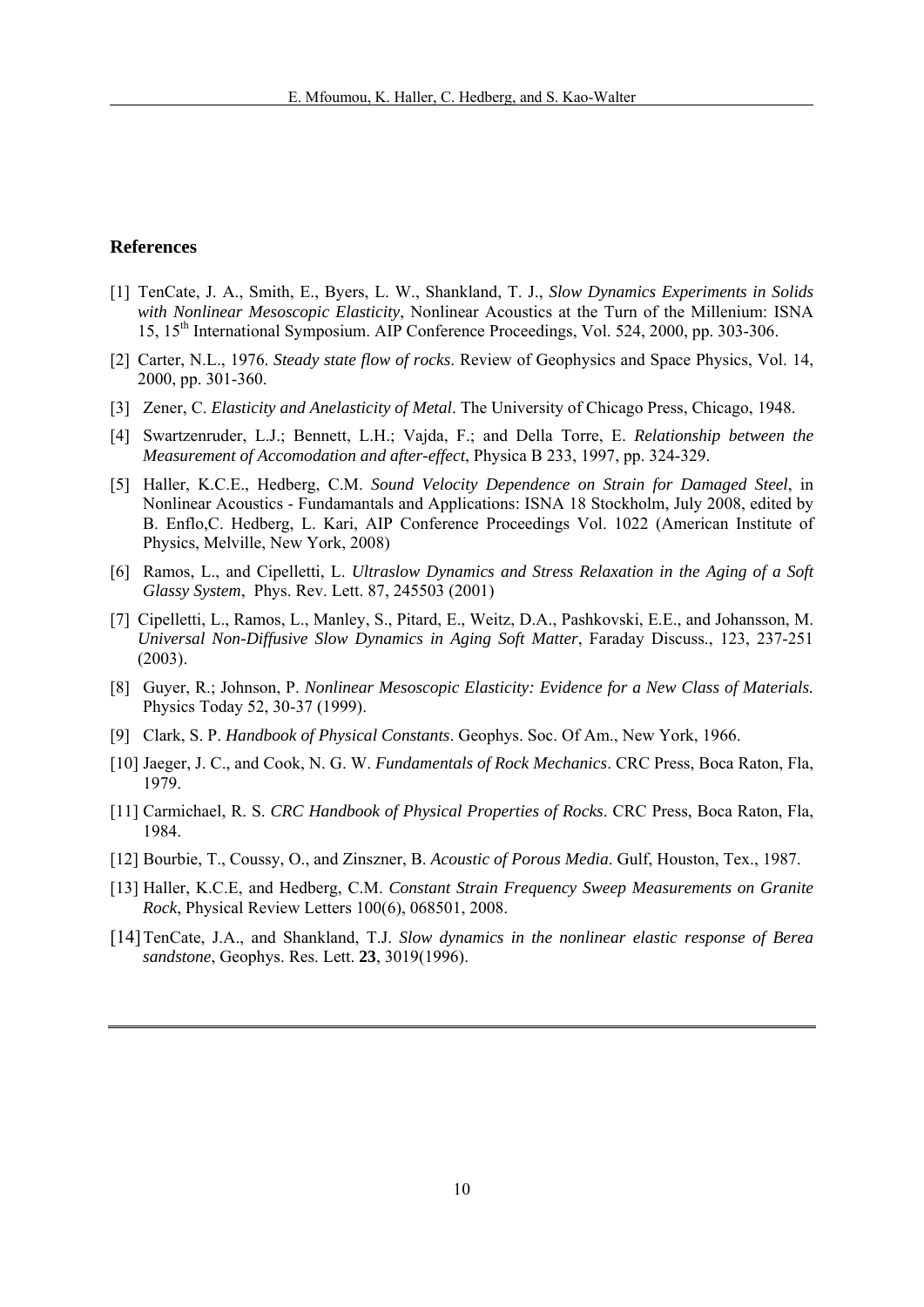## References

[1] TenCate, J. A., Smith, E., Byers, L. W., Shankland, T. J., *Slow Dynamics Experiments in Solids with Nonlinear Mesoscopic Elasticity*, Nonlinear Acoustics at the Turn of the Millenium: ISNA 15, 15th International Symposium. AIP Conference Proceedings, Vol. 524, 2000, pp. 303-306.

[2] Carter, N.L., 1976. *Steady state flow of rocks*. Review of Geophysics and Space Physics, Vol. 14, 2000, pp. 301-360.

[3] Zener, C. *Elasticity and Anelasticity of Metal*. The University of Chicago Press, Chicago, 1948.

[4] Swartzenruder, L.J.; Bennett, L.H.; Vajda, F.; and Della Torre, E. *Relationship between the Measurement of Accomodation and after-effect*, Physica B 233, 1997, pp. 324-329.

[5] Haller, K.C.E., Hedberg, C.M. *Sound Velocity Dependence on Strain for Damaged Steel*, in Nonlinear Acoustics - Fundamantals and Applications: ISNA 18 Stockholm, July 2008, edited by B. Enflo,C. Hedberg, L. Kari, AIP Conference Proceedings Vol. 1022 (American Institute of Physics, Melville, New York, 2008)

[6] Ramos, L., and Cipelletti, L. *Ultraslow Dynamics and Stress Relaxation in the Aging of a Soft Glassy System*, Phys. Rev. Lett. 87, 245503 (2001)

[7] Cipelletti, L., Ramos, L., Manley, S., Pitard, E., Weitz, D.A., Pashkovski, E.E., and Johansson, M. *Universal Non-Diffusive Slow Dynamics in Aging Soft Matter*, Faraday Discuss., 123, 237-251 (2003).

[8] Guyer, R.; Johnson, P. *Nonlinear Mesoscopic Elasticity: Evidence for a New Class of Materials.* Physics Today 52, 30-37 (1999).

[9] Clark, S. P. *Handbook of Physical Constants*. Geophys. Soc. Of Am., New York, 1966.

[10] Jaeger, J. C., and Cook, N. G. W. *Fundamentals of Rock Mechanics*. CRC Press, Boca Raton, Fla, 1979.

[11] Carmichael, R. S. *CRC Handbook of Physical Properties of Rocks*. CRC Press, Boca Raton, Fla, 1984.

[12] Bourbie, T., Coussy, O., and Zinszner, B. *Acoustic of Porous Media*. Gulf, Houston, Tex., 1987.

[13] Haller, K.C.E, and Hedberg, C.M. *Constant Strain Frequency Sweep Measurements on Granite Rock*, Physical Review Letters 100(6), 068501, 2008.

[14] TenCate, J.A., and Shankland, T.J. *Slow dynamics in the nonlinear elastic response of Berea sandstone*, Geophys. Res. Lett. **23**, 3019(1996).